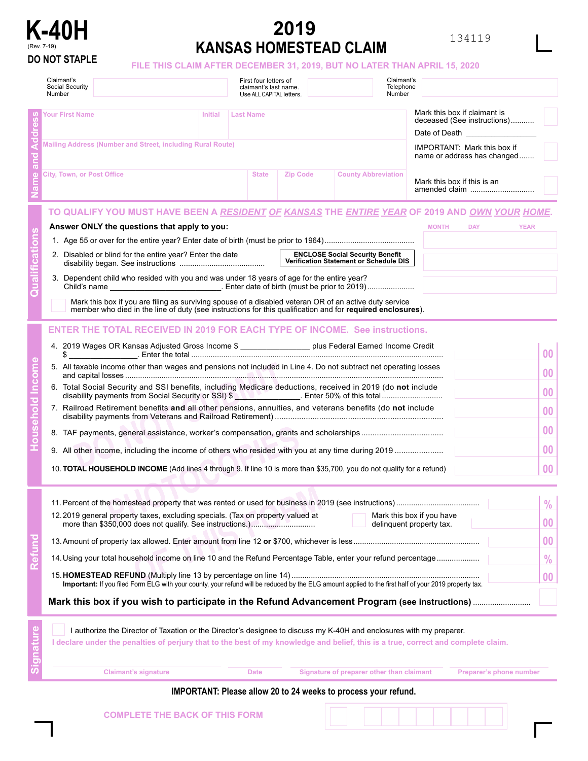# K-40H

(Rev. 7-19)

**DO NOT STAPLE**

# 2019 KANSAS HOMESTEAD CLAIM

134119

**FILE THIS CLAIM AFTER DECEMBER 31, 2019, BUT NO LATER THAN APRIL 15, 2020**

Claimant's Social Security Number | First four letters of claimant's last name. Use ALL CAPITAL letters. | Claimant's Telephone Number

## Name and Address

Your First Name | Initial | Last Name

Mailing Address (Number and Street, including Rural Route)

City, Town, or Post Office | State | Zip Code | County Abbreviation

Mark this box if claimant is deceased (See instructions) ☐

Date of Death ______

IMPORTANT: Mark this box if name or address has changed ☐

Mark this box if this is an amended claim ☐

## Qualifications

**TO QUALIFY YOU MUST HAVE BEEN A *RESIDENT OF KANSAS* THE *ENTIRE YEAR* OF 2019 AND *OWN YOUR HOME*.**

**Answer ONLY the questions that apply to you:** (MONTH DAY YEAR)

1. Age 55 or over for the entire year? Enter date of birth (must be prior to 1964) ______
2. Disabled or blind for the entire year? Enter the date disability began. See instructions ______ **ENCLOSE Social Security Benefit Verification Statement or Schedule DIS**
3. Dependent child who resided with you and was under 18 years of age for the entire year? Child's name ______. Enter date of birth (must be prior to 2019) ______

☐ Mark this box if you are filing as surviving spouse of a disabled veteran OR of an active duty service member who died in the line of duty (see instructions for this qualification and for **required enclosures**).

## Household Income

**ENTER THE TOTAL RECEIVED IN 2019 FOR EACH TYPE OF INCOME. See instructions.**

4. 2019 Wages OR Kansas Adjusted Gross Income $ ______ plus Federal Earned Income Credit $ ______. Enter the total ______ 00
5. All taxable income other than wages and pensions not included in Line 4. Do not subtract net operating losses and capital losses ______ 00
6. Total Social Security and SSI benefits, including Medicare deductions, received in 2019 (do **not** include disability payments from Social Security or SSI) $ ______. Enter 50% of this total ______ 00
7. Railroad Retirement benefits **and** all other pensions, annuities, and veterans benefits (do **not** include disability payments from Veterans and Railroad Retirement) ______ 00
8. TAF payments, general assistance, worker's compensation, grants and scholarships ______ 00
9. All other income, including the income of others who resided with you at any time during 2019 ______ 00
10. **TOTAL HOUSEHOLD INCOME** (Add lines 4 through 9. If line 10 is more than $35,700, you do not qualify for a refund) ______ 00

## Refund

11. Percent of the homestead property that was rented or used for business in 2019 (see instructions) ______ %
12. 2019 general property taxes, excluding specials. (Tax on property valued at more than $350,000 does not qualify. See instructions.) ______ ☐ Mark this box if you have delinquent property tax. ______ 00
13. Amount of property tax allowed. Enter amount from line 12 **or** $700, whichever is less ______ 00
14. Using your total household income on line 10 and the Refund Percentage Table, enter your refund percentage ______ %
15. **HOMESTEAD REFUND** (Multiply line 13 by percentage on line 14) ______ 00

**Important:** If you filed Form ELG with your county, your refund will be reduced by the ELG amount applied to the first half of your 2019 property tax.

**Mark this box if you wish to participate in the Refund Advancement Program (see instructions)** ☐

## Signature

☐ I authorize the Director of Taxation or the Director's designee to discuss my K-40H and enclosures with my preparer.

I declare under the penalties of perjury that to the best of my knowledge and belief, this is a true, correct and complete claim.

Claimant's signature | Date | Signature of preparer other than claimant | Preparer's phone number

**IMPORTANT: Please allow 20 to 24 weeks to process your refund.**

COMPLETE THE BACK OF THIS FORM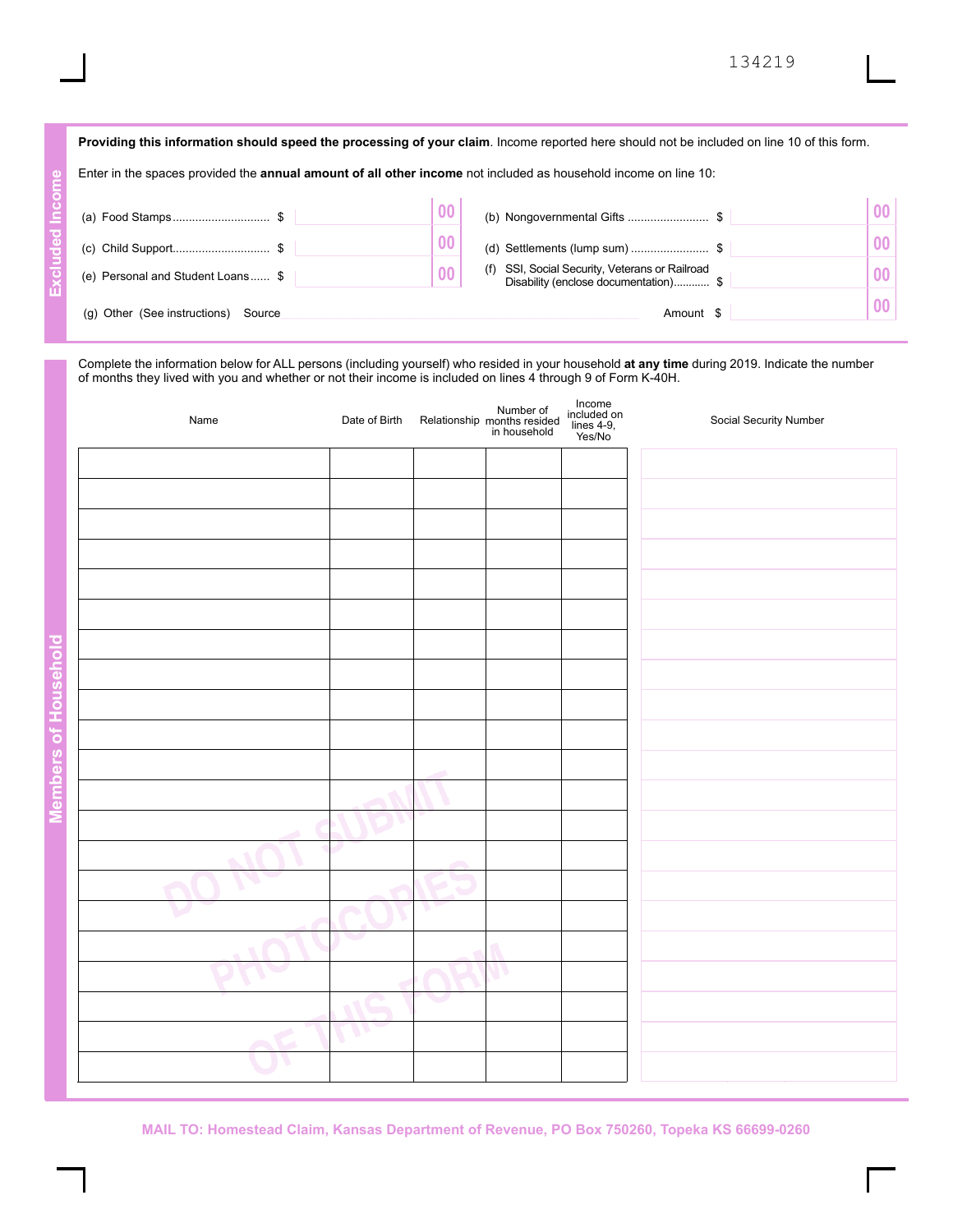134219

## Excluded Income

**Providing this information should speed the processing of your claim**. Income reported here should not be included on line 10 of this form.

Enter in the spaces provided the **annual amount of all other income** not included as household income on line 10:

(a) Food Stamps $ 00

(b) Nongovernmental Gifts $ 00

(c) Child Support $ 00

(d) Settlements (lump sum) $ 00

(e) Personal and Student Loans $ 00

(f) SSI, Social Security, Veterans or Railroad Disability (enclose documentation) $ 00

(g) Other (See instructions) Source ______ Amount $ 00

## Members of Household

Complete the information below for ALL persons (including yourself) who resided in your household **at any time** during 2019. Indicate the number of months they lived with you and whether or not their income is included on lines 4 through 9 of Form K-40H.

| Name | Date of Birth | Relationship | Number of months resided in household | Income included on lines 4-9, Yes/No | Social Security Number |
|---|---|---|---|---|---|
| | | | | | |
| | | | | | |
| | | | | | |
| | | | | | |
| | | | | | |
| | | | | | |
| | | | | | |
| | | | | | |
| | | | | | |
| | | | | | |
| | | | | | |
| | | | | | |
| | | | | | |
| | | | | | |
| | | | | | |
| | | | | | |
| | | | | | |
| | | | | | |
| | | | | | |
| | | | | | |
| | | | | | |

DO NOT SUBMIT PHOTOCOPIES OF THIS FORM

**MAIL TO: Homestead Claim, Kansas Department of Revenue, PO Box 750260, Topeka KS 66699-0260**